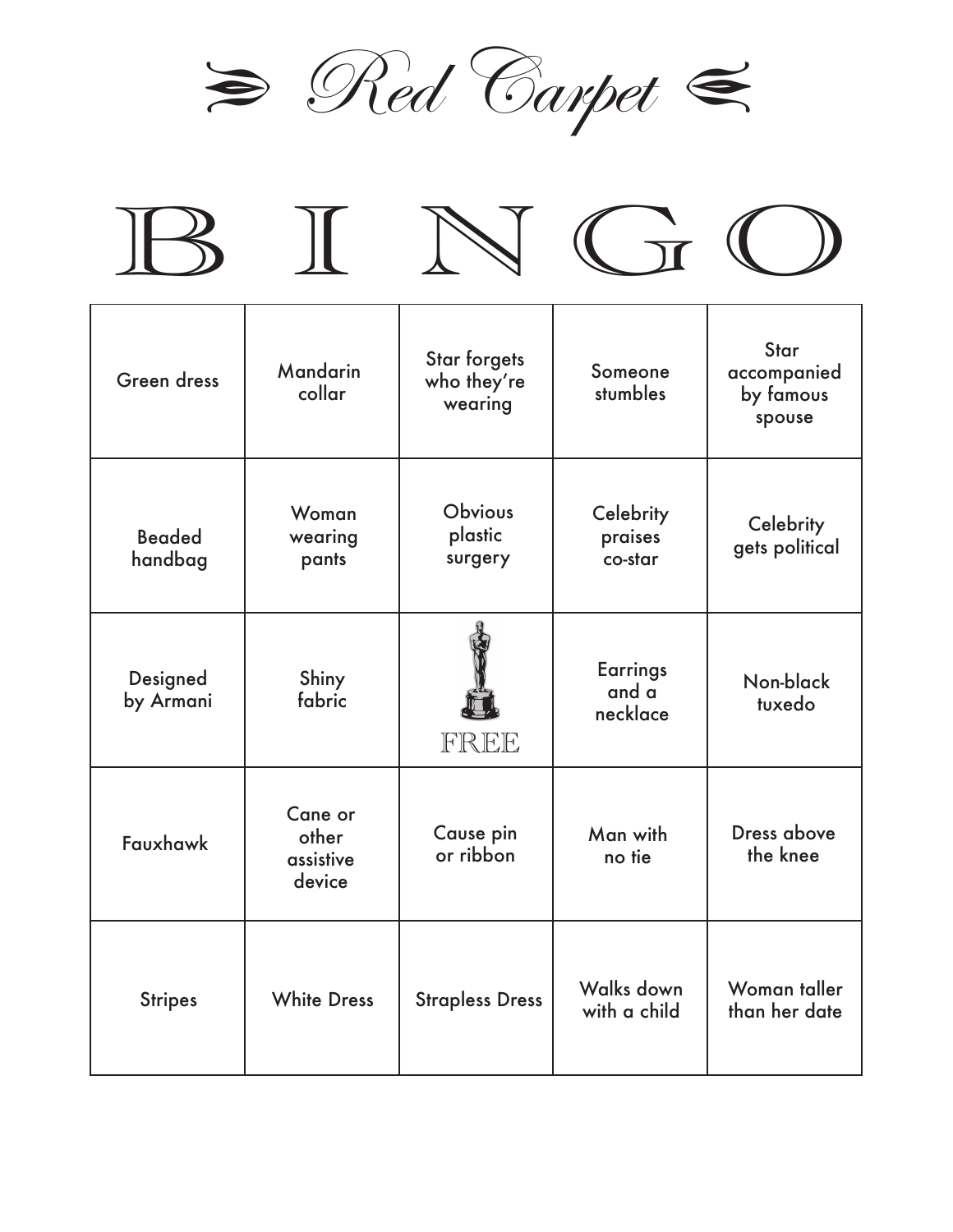# Red Carpet

# B I N G O

| B | I | N | G | O |
|---|---|---|---|---|
| Green dress | Mandarin collar | Star forgets who they're wearing | Someone stumbles | Star accompanied by famous spouse |
| Beaded handbag | Woman wearing pants | Obvious plastic surgery | Celebrity praises co-star | Celebrity gets political |
| Designed by Armani | Shiny fabric | FREE | Earrings and a necklace | Non-black tuxedo |
| Fauxhawk | Cane or other assistive device | Cause pin or ribbon | Man with no tie | Dress above the knee |
| Stripes | White Dress | Strapless Dress | Walks down with a child | Woman taller than her date |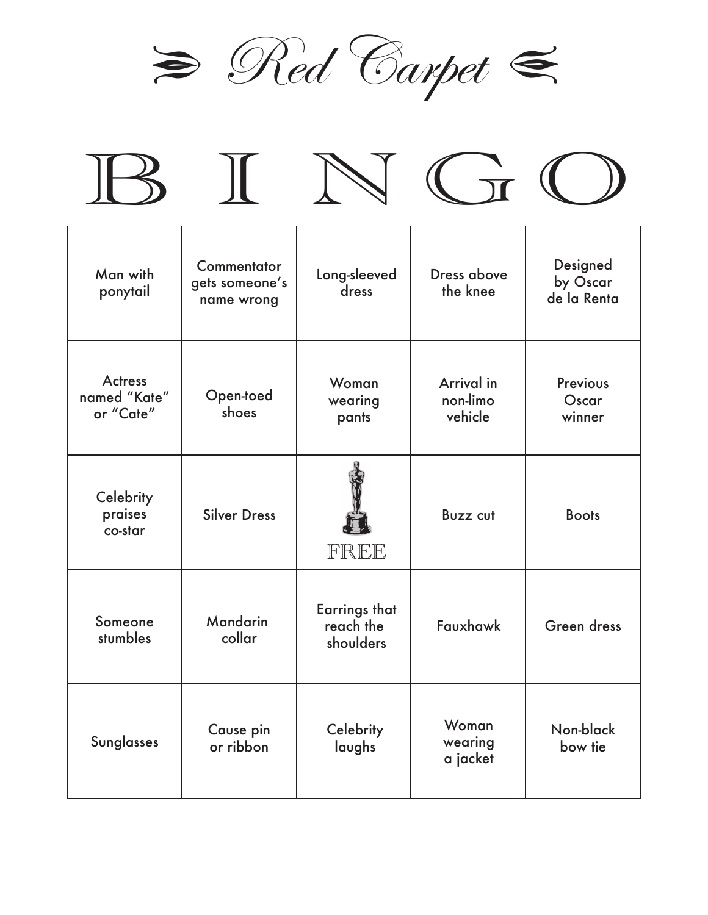# Red Carpet

| B | I | N | G | O |
|---|---|---|---|---|
| Man with ponytail | Commentator gets someone's name wrong | Long-sleeved dress | Dress above the knee | Designed by Oscar de la Renta |
| Actress named "Kate" or "Cate" | Open-toed shoes | Woman wearing pants | Arrival in non-limo vehicle | Previous Oscar winner |
| Celebrity praises co-star | Silver Dress | FREE | Buzz cut | Boots |
| Someone stumbles | Mandarin collar | Earrings that reach the shoulders | Fauxhawk | Green dress |
| Sunglasses | Cause pin or ribbon | Celebrity laughs | Woman wearing a jacket | Non-black bow tie |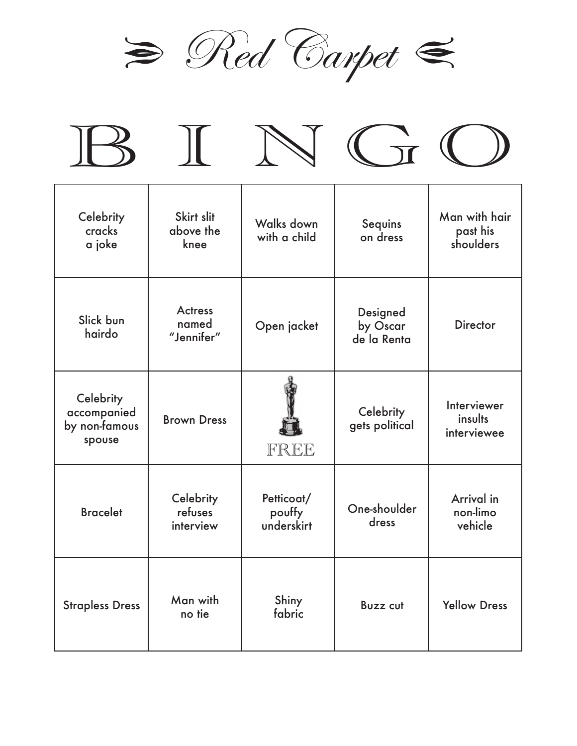# Red Carpet

# B I N G O

| Celebrity cracks a joke | Skirt slit above the knee | Walks down with a child | Sequins on dress | Man with hair past his shoulders |
|---|---|---|---|---|
| Slick bun hairdo | Actress named "Jennifer" | Open jacket | Designed by Oscar de la Renta | Director |
| Celebrity accompanied by non-famous spouse | Brown Dress | FREE | Celebrity gets political | Interviewer insults interviewee |
| Bracelet | Celebrity refuses interview | Petticoat/ pouffy underskirt | One-shoulder dress | Arrival in non-limo vehicle |
| Strapless Dress | Man with no tie | Shiny fabric | Buzz cut | Yellow Dress |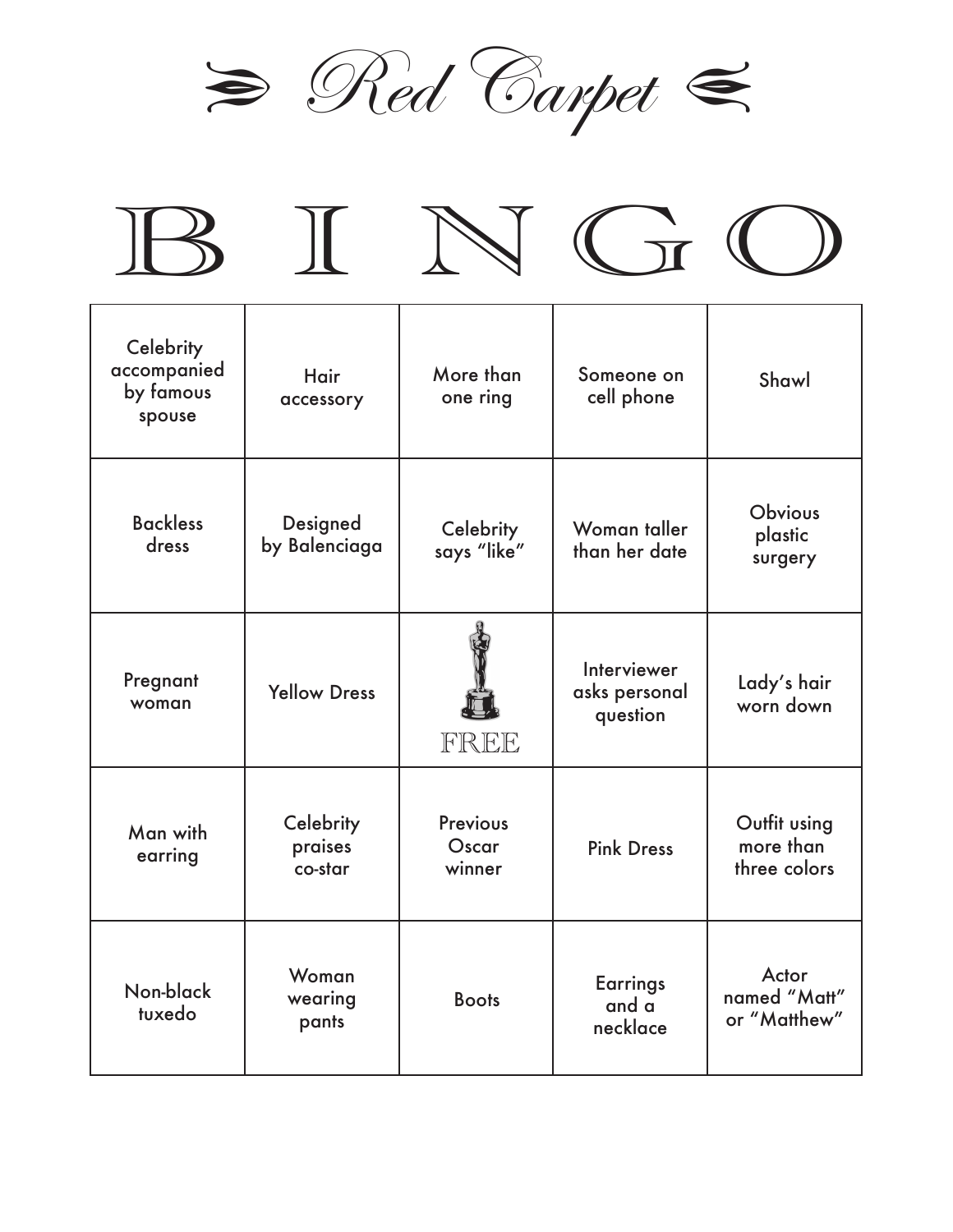# Red Carpet

# B I N G O

| B | I | N | G | O |
| --- | --- | --- | --- | --- |
| Celebrity accompanied by famous spouse | Hair accessory | More than one ring | Someone on cell phone | Shawl |
| Backless dress | Designed by Balenciaga | Celebrity says "like" | Woman taller than her date | Obvious plastic surgery |
| Pregnant woman | Yellow Dress | FREE | Interviewer asks personal question | Lady's hair worn down |
| Man with earring | Celebrity praises co-star | Previous Oscar winner | Pink Dress | Outfit using more than three colors |
| Non-black tuxedo | Woman wearing pants | Boots | Earrings and a necklace | Actor named "Matt" or "Matthew" |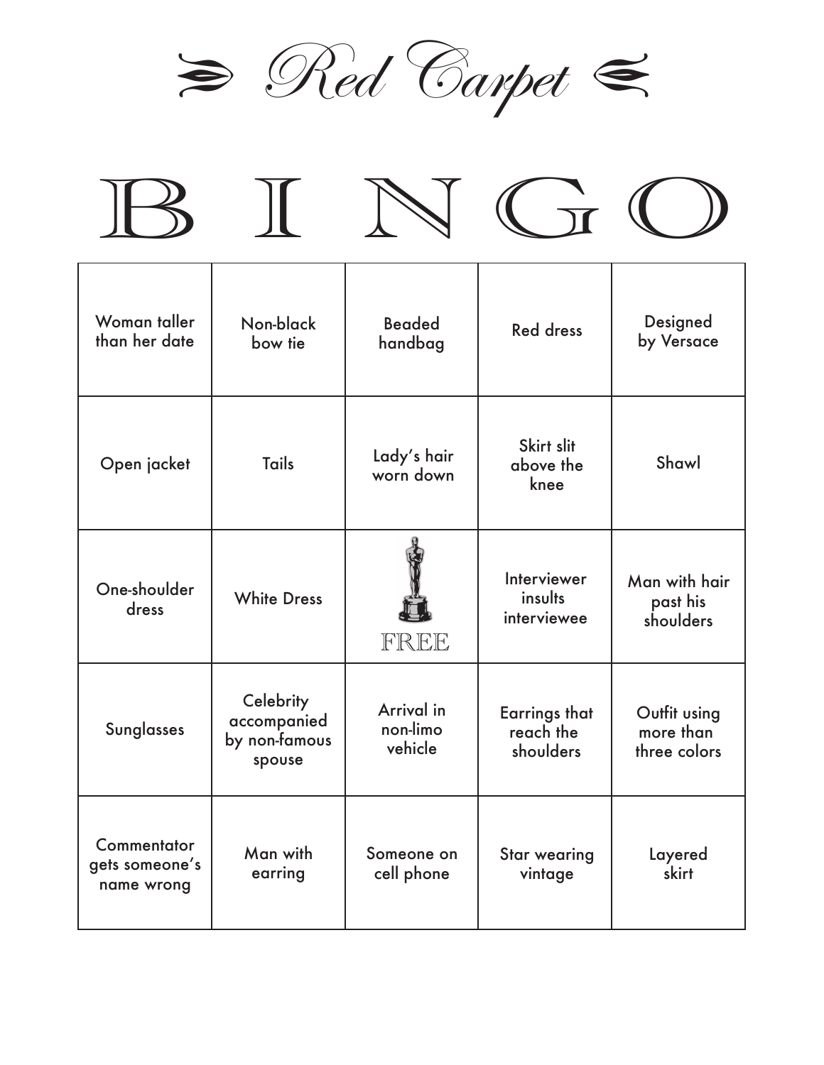# Red Carpet

# BINGO

| B | I | N | G | O |
|---|---|---|---|---|
| Woman taller than her date | Non-black bow tie | Beaded handbag | Red dress | Designed by Versace |
| Open jacket | Tails | Lady's hair worn down | Skirt slit above the knee | Shawl |
| One-shoulder dress | White Dress | FREE | Interviewer insults interviewee | Man with hair past his shoulders |
| Sunglasses | Celebrity accompanied by non-famous spouse | Arrival in non-limo vehicle | Earrings that reach the shoulders | Outfit using more than three colors |
| Commentator gets someone's name wrong | Man with earring | Someone on cell phone | Star wearing vintage | Layered skirt |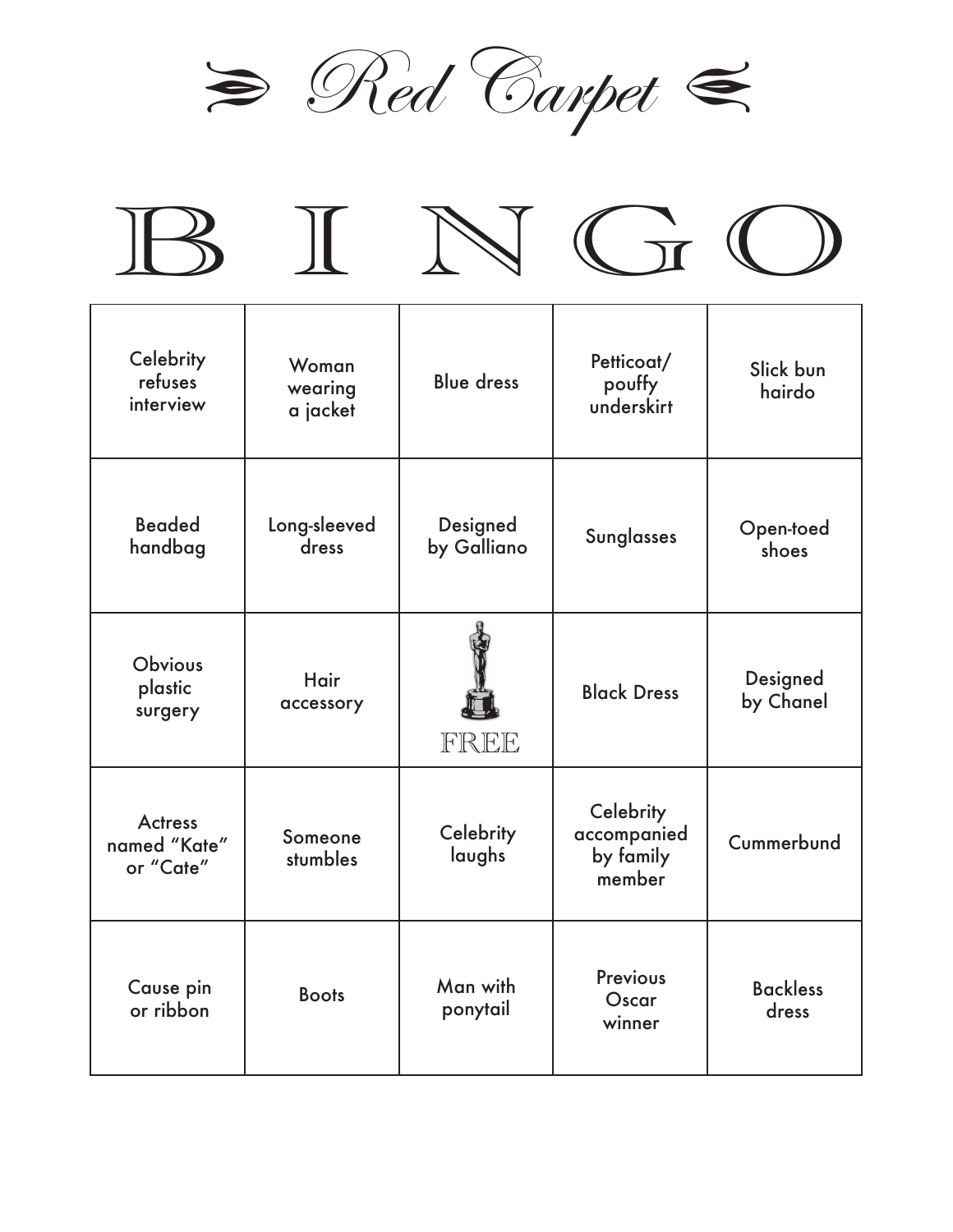# Red Carpet

# BINGO

| B | I | N | G | O |
|---|---|---|---|---|
| Celebrity refuses interview | Woman wearing a jacket | Blue dress | Petticoat/ pouffy underskirt | Slick bun hairdo |
| Beaded handbag | Long-sleeved dress | Designed by Galliano | Sunglasses | Open-toed shoes |
| Obvious plastic surgery | Hair accessory | FREE | Black Dress | Designed by Chanel |
| Actress named "Kate" or "Cate" | Someone stumbles | Celebrity laughs | Celebrity accompanied by family member | Cummerbund |
| Cause pin or ribbon | Boots | Man with ponytail | Previous Oscar winner | Backless dress |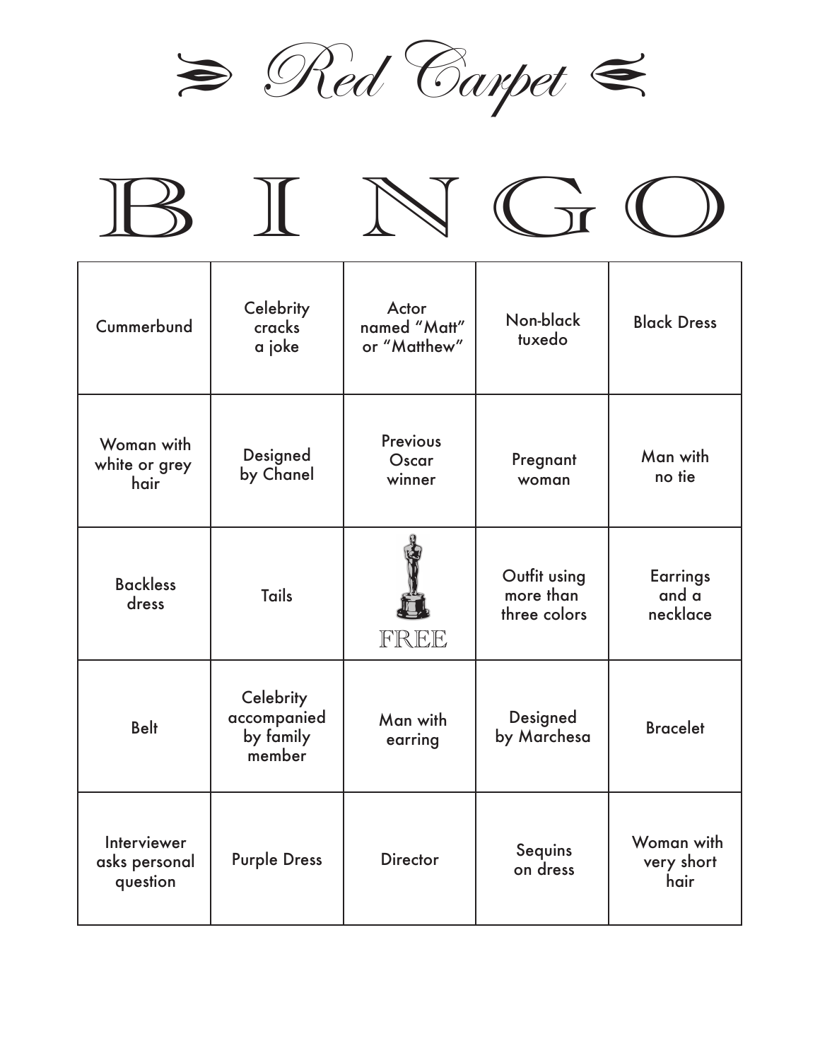# Red Carpet

# BINGO

| B | I | N | G | O |
|---|---|---|---|---|
| Cummerbund | Celebrity cracks a joke | Actor named "Matt" or "Matthew" | Non-black tuxedo | Black Dress |
| Woman with white or grey hair | Designed by Chanel | Previous Oscar winner | Pregnant woman | Man with no tie |
| Backless dress | Tails | FREE | Outfit using more than three colors | Earrings and a necklace |
| Belt | Celebrity accompanied by family member | Man with earring | Designed by Marchesa | Bracelet |
| Interviewer asks personal question | Purple Dress | Director | Sequins on dress | Woman with very short hair |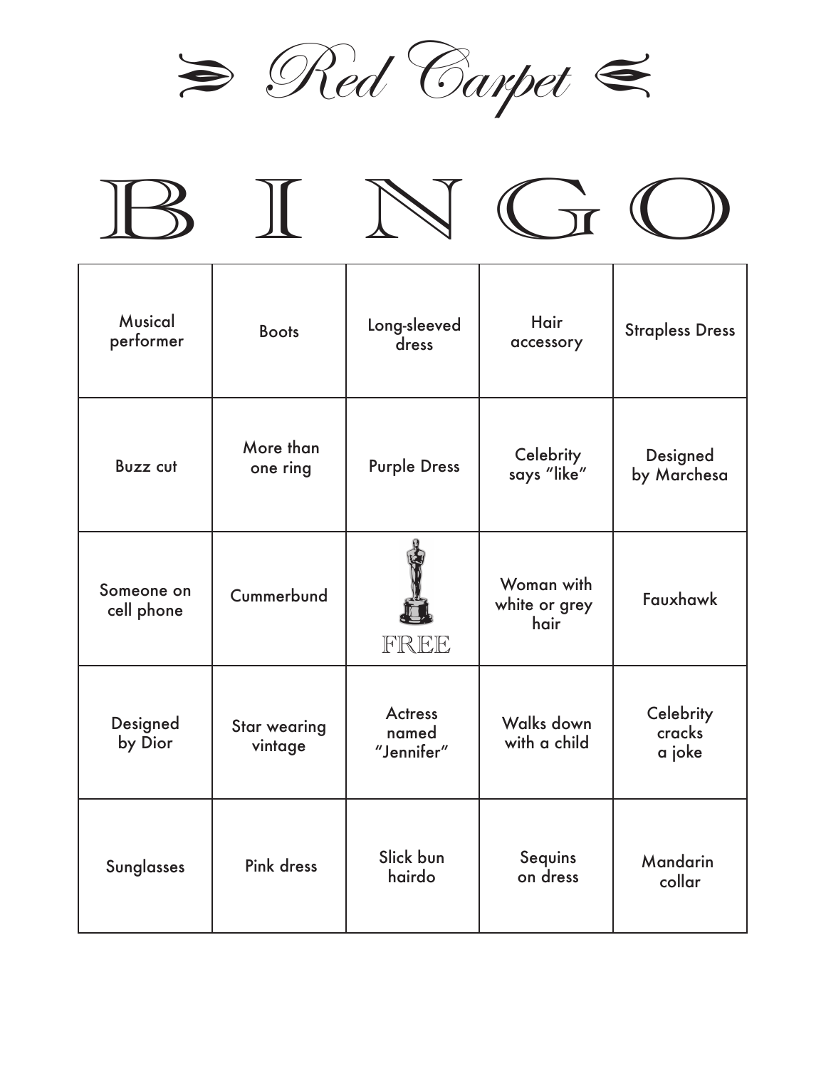# Red Carpet

# BINGO

| B | I | N | G | O |
|---|---|---|---|---|
| Musical performer | Boots | Long-sleeved dress | Hair accessory | Strapless Dress |
| Buzz cut | More than one ring | Purple Dress | Celebrity says "like" | Designed by Marchesa |
| Someone on cell phone | Cummerbund | FREE | Woman with white or grey hair | Fauxhawk |
| Designed by Dior | Star wearing vintage | Actress named "Jennifer" | Walks down with a child | Celebrity cracks a joke |
| Sunglasses | Pink dress | Slick bun hairdo | Sequins on dress | Mandarin collar |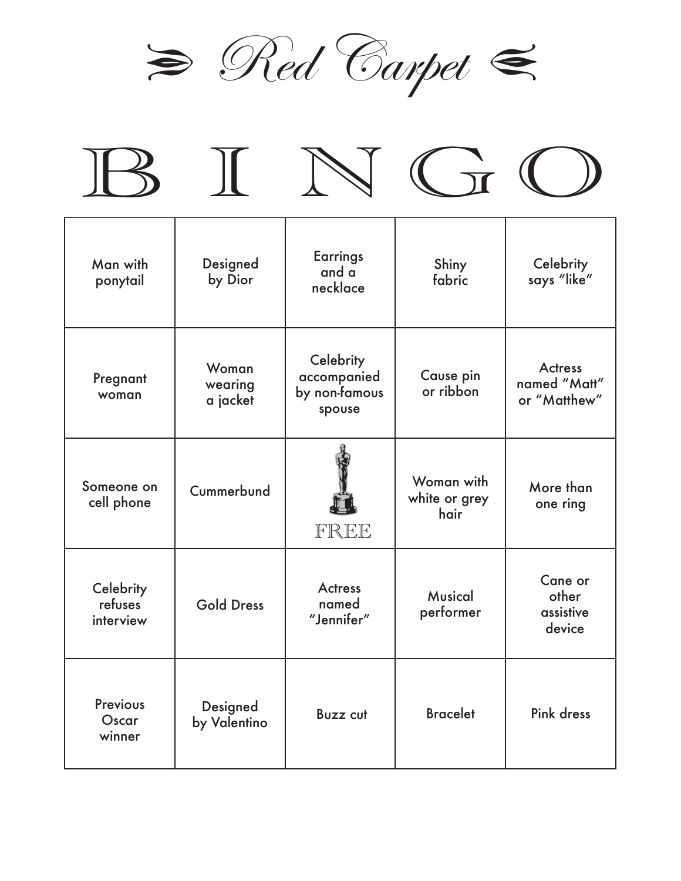# Red Carpet

# B I N G O

| B | I | N | G | O |
|---|---|---|---|---|
| Man with ponytail | Designed by Dior | Earrings and a necklace | Shiny fabric | Celebrity says "like" |
| Pregnant woman | Woman wearing a jacket | Celebrity accompanied by non-famous spouse | Cause pin or ribbon | Actress named "Matt" or "Matthew" |
| Someone on cell phone | Cummerbund | FREE | Woman with white or grey hair | More than one ring |
| Celebrity refuses interview | Gold Dress | Actress named "Jennifer" | Musical performer | Cane or other assistive device |
| Previous Oscar winner | Designed by Valentino | Buzz cut | Bracelet | Pink dress |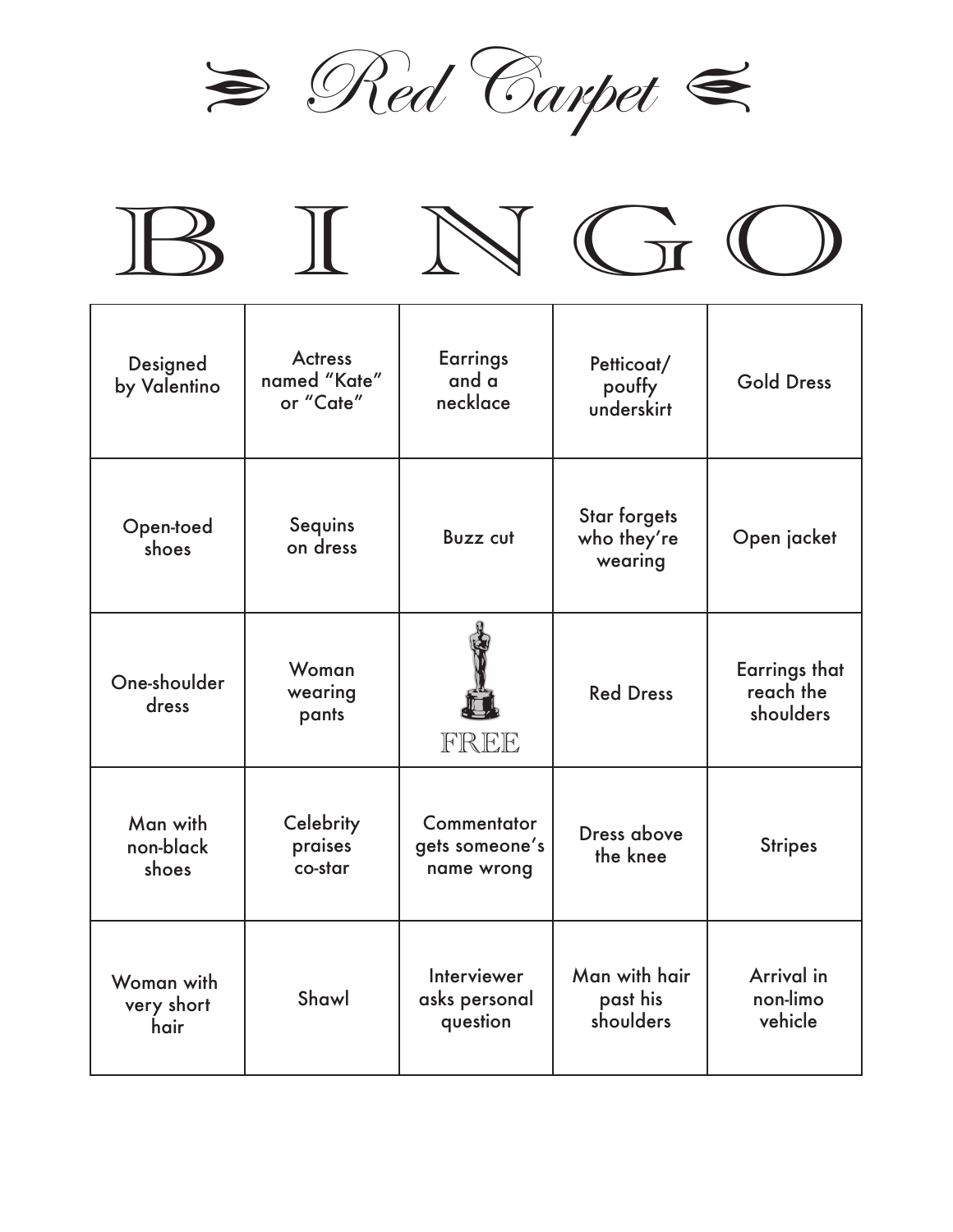# Red Carpet

# B I N G O

| B | I | N | G | O |
|---|---|---|---|---|
| Designed by Valentino | Actress named “Kate” or “Cate” | Earrings and a necklace | Petticoat/ pouffy underskirt | Gold Dress |
| Open-toed shoes | Sequins on dress | Buzz cut | Star forgets who they’re wearing | Open jacket |
| One-shoulder dress | Woman wearing pants | FREE | Red Dress | Earrings that reach the shoulders |
| Man with non-black shoes | Celebrity praises co-star | Commentator gets someone’s name wrong | Dress above the knee | Stripes |
| Woman with very short hair | Shawl | Interviewer asks personal question | Man with hair past his shoulders | Arrival in non-limo vehicle |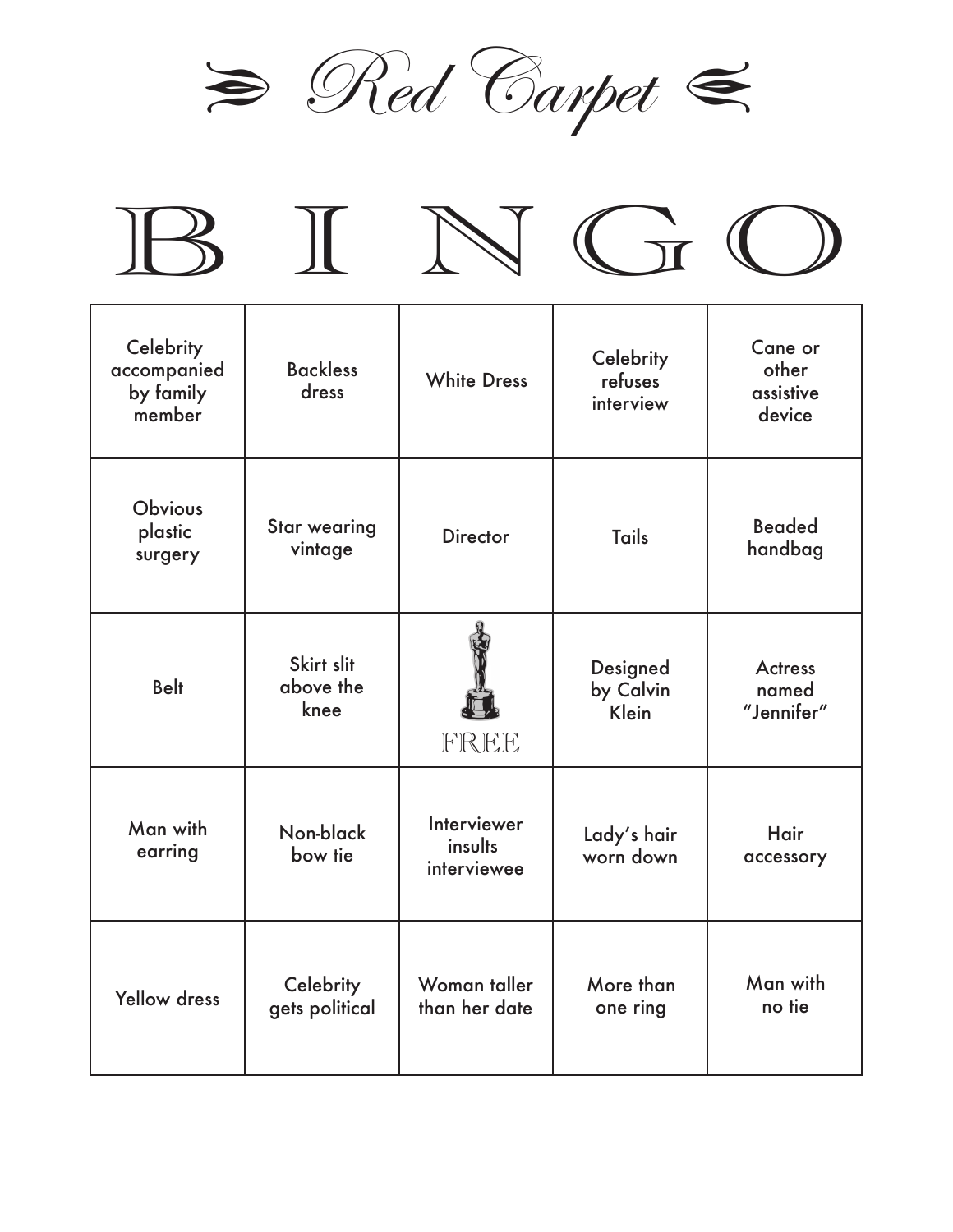# Red Carpet

# B I N G O

| B | I | N | G | O |
|---|---|---|---|---|
| Celebrity accompanied by family member | Backless dress | White Dress | Celebrity refuses interview | Cane or other assistive device |
| Obvious plastic surgery | Star wearing vintage | Director | Tails | Beaded handbag |
| Belt | Skirt slit above the knee | FREE | Designed by Calvin Klein | Actress named "Jennifer" |
| Man with earring | Non-black bow tie | Interviewer insults interviewee | Lady's hair worn down | Hair accessory |
| Yellow dress | Celebrity gets political | Woman taller than her date | More than one ring | Man with no tie |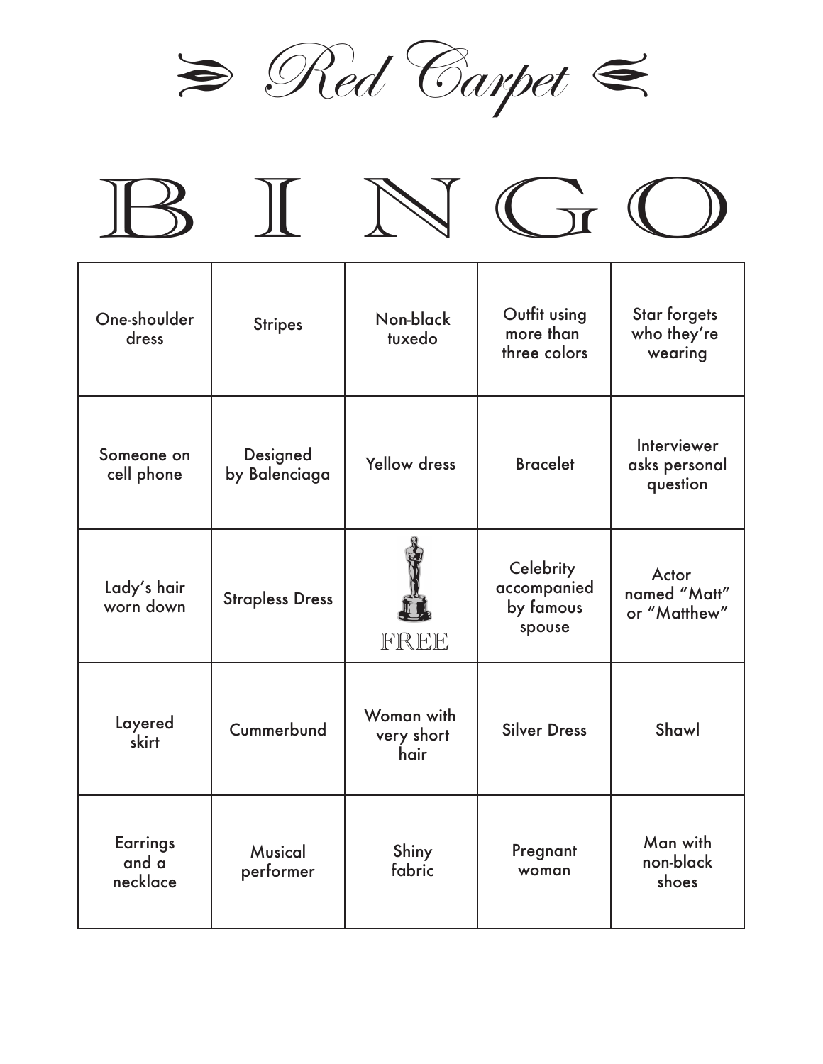# Red Carpet

# BINGO

| | | | | |
|---|---|---|---|---|
| One-shoulder dress | Stripes | Non-black tuxedo | Outfit using more than three colors | Star forgets who they're wearing |
| Someone on cell phone | Designed by Balenciaga | Yellow dress | Bracelet | Interviewer asks personal question |
| Lady's hair worn down | Strapless Dress | FREE | Celebrity accompanied by famous spouse | Actor named "Matt" or "Matthew" |
| Layered skirt | Cummerbund | Woman with very short hair | Silver Dress | Shawl |
| Earrings and a necklace | Musical performer | Shiny fabric | Pregnant woman | Man with non-black shoes |